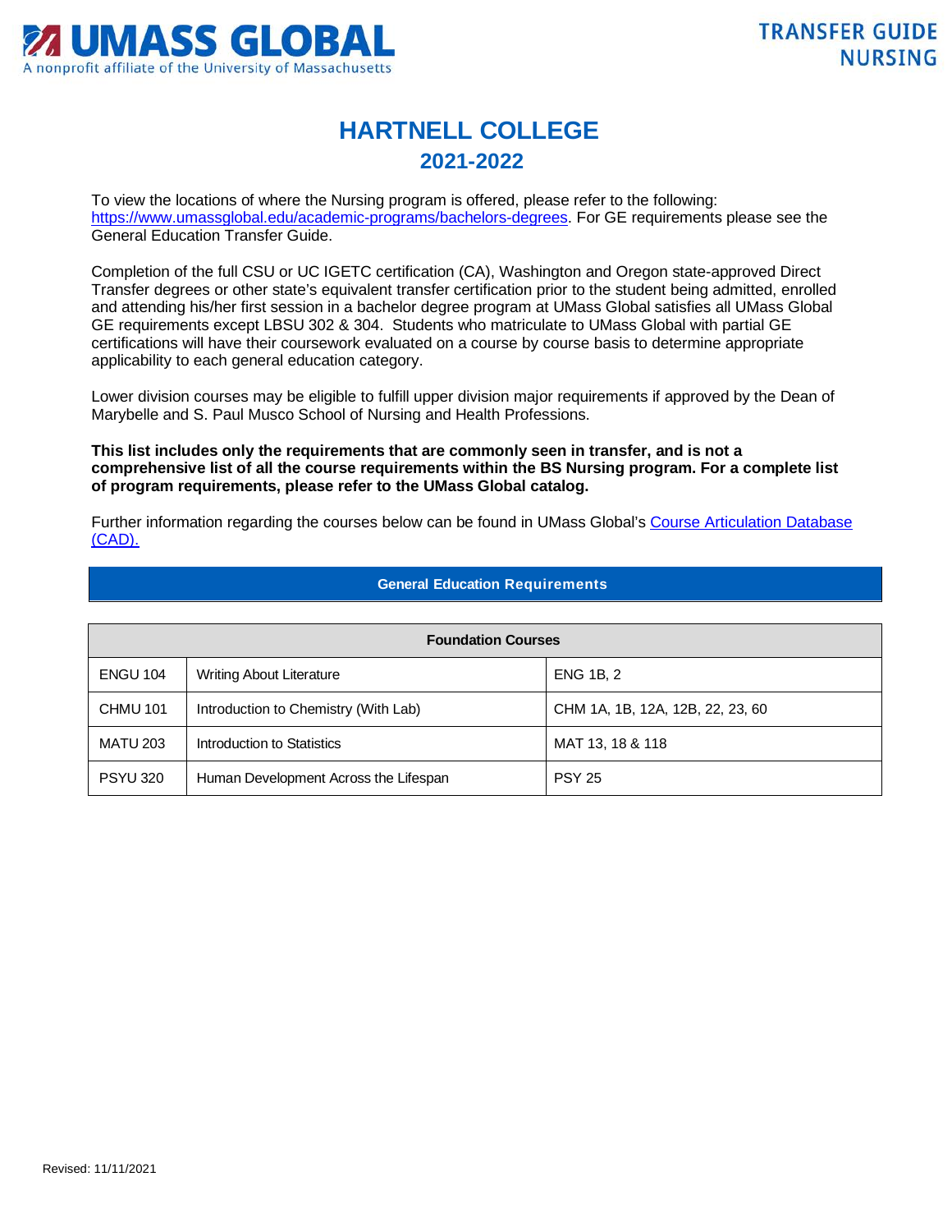# HARTNELL COLLEGE

## 2021-2022

To view the locations of where the Nursing program is offered, please refer to the following: [https://www.umassglobal.edu/academic-programs/bachelors-degrees](https://www.umassglobal.edu/academic-programs/bachelors-degrees). For GE requirements please see the General Education Transfer Guide.

Completion of the full CSU or UC IGETC certification (CA), Washington and Oregon state-approved Direct Transfer degrees or other state's equivalent transfer certification prior to the student being admitted, enrolled and attending his/her first session in a bachelor degree program at UMass Global satisfies all UMass Global GE requirements except LBSU 302 & 304. Students who matriculate to UMass Global with partial GE certifications will have their coursework evaluated on a course by course basis to determine appropriate applicability to each general education category.

Lower division courses may be eligible to fulfill upper division major requirements if approved by the Dean of Marybelle and S. Paul Musco School of Nursing and Health Professions.

**This list includes only the requirements that are commonly seen in transfer, and is not a comprehensive list of all the course requirements within the BS Nursing program. For a complete list of program requirements, please refer to the UMass Global catalog.**

Further information regarding the courses below can be found in UMass Global's Course Articulation Database (CAD).

### General Education Requirements

| Foundation Courses | | |
|---|---|---|
| ENGU 104 | Writing About Literature | ENG 1B, 2 |
| CHMU 101 | Introduction to Chemistry (With Lab) | CHM 1A, 1B, 12A, 12B, 22, 23, 60 |
| MATU 203 | Introduction to Statistics | MAT 13, 18 & 118 |
| PSYU 320 | Human Development Across the Lifespan | PSY 25 |

Revised: 11/11/2021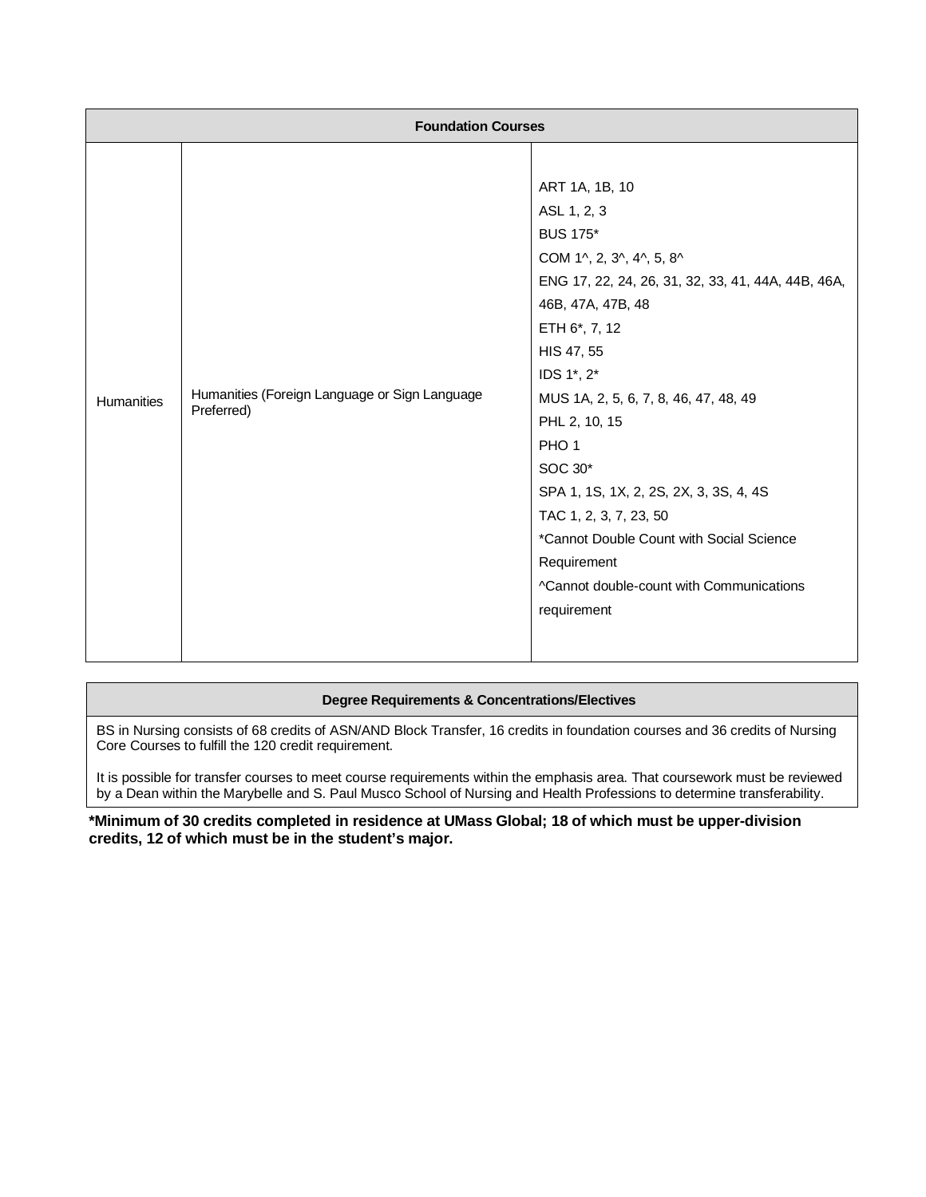| Foundation Courses | | |
|---|---|---|
| Humanities | Humanities (Foreign Language or Sign Language Preferred) | ART 1A, 1B, 10<br>ASL 1, 2, 3<br>BUS 175*<br>COM 1^, 2, 3^, 4^, 5, 8^<br>ENG 17, 22, 24, 26, 31, 32, 33, 41, 44A, 44B, 46A, 46B, 47A, 47B, 48<br>ETH 6*, 7, 12<br>HIS 47, 55<br>IDS 1*, 2*<br>MUS 1A, 2, 5, 6, 7, 8, 46, 47, 48, 49<br>PHL 2, 10, 15<br>PHO 1<br>SOC 30*<br>SPA 1, 1S, 1X, 2, 2S, 2X, 3, 3S, 4, 4S<br>TAC 1, 2, 3, 7, 23, 50<br>*Cannot Double Count with Social Science Requirement<br>^Cannot double-count with Communications requirement |

| Degree Requirements & Concentrations/Electives |
|---|
| BS in Nursing consists of 68 credits of ASN/AND Block Transfer, 16 credits in foundation courses and 36 credits of Nursing Core Courses to fulfill the 120 credit requirement.<br><br>It is possible for transfer courses to meet course requirements within the emphasis area. That coursework must be reviewed by a Dean within the Marybelle and S. Paul Musco School of Nursing and Health Professions to determine transferability. |

**\*Minimum of 30 credits completed in residence at UMass Global; 18 of which must be upper-division credits, 12 of which must be in the student's major.**